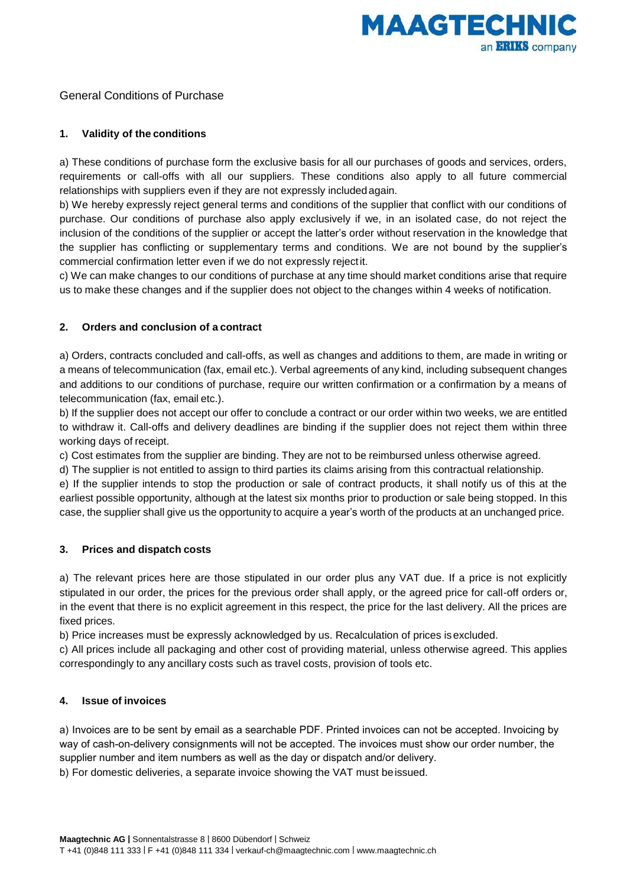General Conditions of Purchase

## 1. Validity of the conditions

a) These conditions of purchase form the exclusive basis for all our purchases of goods and services, orders, requirements or call-offs with all our suppliers. These conditions also apply to all future commercial relationships with suppliers even if they are not expressly included again.

b) We hereby expressly reject general terms and conditions of the supplier that conflict with our conditions of purchase. Our conditions of purchase also apply exclusively if we, in an isolated case, do not reject the inclusion of the conditions of the supplier or accept the latter's order without reservation in the knowledge that the supplier has conflicting or supplementary terms and conditions. We are not bound by the supplier's commercial confirmation letter even if we do not expressly reject it.

c) We can make changes to our conditions of purchase at any time should market conditions arise that require us to make these changes and if the supplier does not object to the changes within 4 weeks of notification.

## 2. Orders and conclusion of a contract

a) Orders, contracts concluded and call-offs, as well as changes and additions to them, are made in writing or a means of telecommunication (fax, email etc.). Verbal agreements of any kind, including subsequent changes and additions to our conditions of purchase, require our written confirmation or a confirmation by a means of telecommunication (fax, email etc.).

b) If the supplier does not accept our offer to conclude a contract or our order within two weeks, we are entitled to withdraw it. Call-offs and delivery deadlines are binding if the supplier does not reject them within three working days of receipt.

c) Cost estimates from the supplier are binding. They are not to be reimbursed unless otherwise agreed.

d) The supplier is not entitled to assign to third parties its claims arising from this contractual relationship.

e) If the supplier intends to stop the production or sale of contract products, it shall notify us of this at the earliest possible opportunity, although at the latest six months prior to production or sale being stopped. In this case, the supplier shall give us the opportunity to acquire a year's worth of the products at an unchanged price.

## 3. Prices and dispatch costs

a) The relevant prices here are those stipulated in our order plus any VAT due. If a price is not explicitly stipulated in our order, the prices for the previous order shall apply, or the agreed price for call-off orders or, in the event that there is no explicit agreement in this respect, the price for the last delivery. All the prices are fixed prices.

b) Price increases must be expressly acknowledged by us. Recalculation of prices is excluded.

c) All prices include all packaging and other cost of providing material, unless otherwise agreed. This applies correspondingly to any ancillary costs such as travel costs, provision of tools etc.

## 4. Issue of invoices

a) Invoices are to be sent by email as a searchable PDF. Printed invoices can not be accepted. Invoicing by way of cash-on-delivery consignments will not be accepted. The invoices must show our order number, the supplier number and item numbers as well as the day or dispatch and/or delivery.

b) For domestic deliveries, a separate invoice showing the VAT must be issued.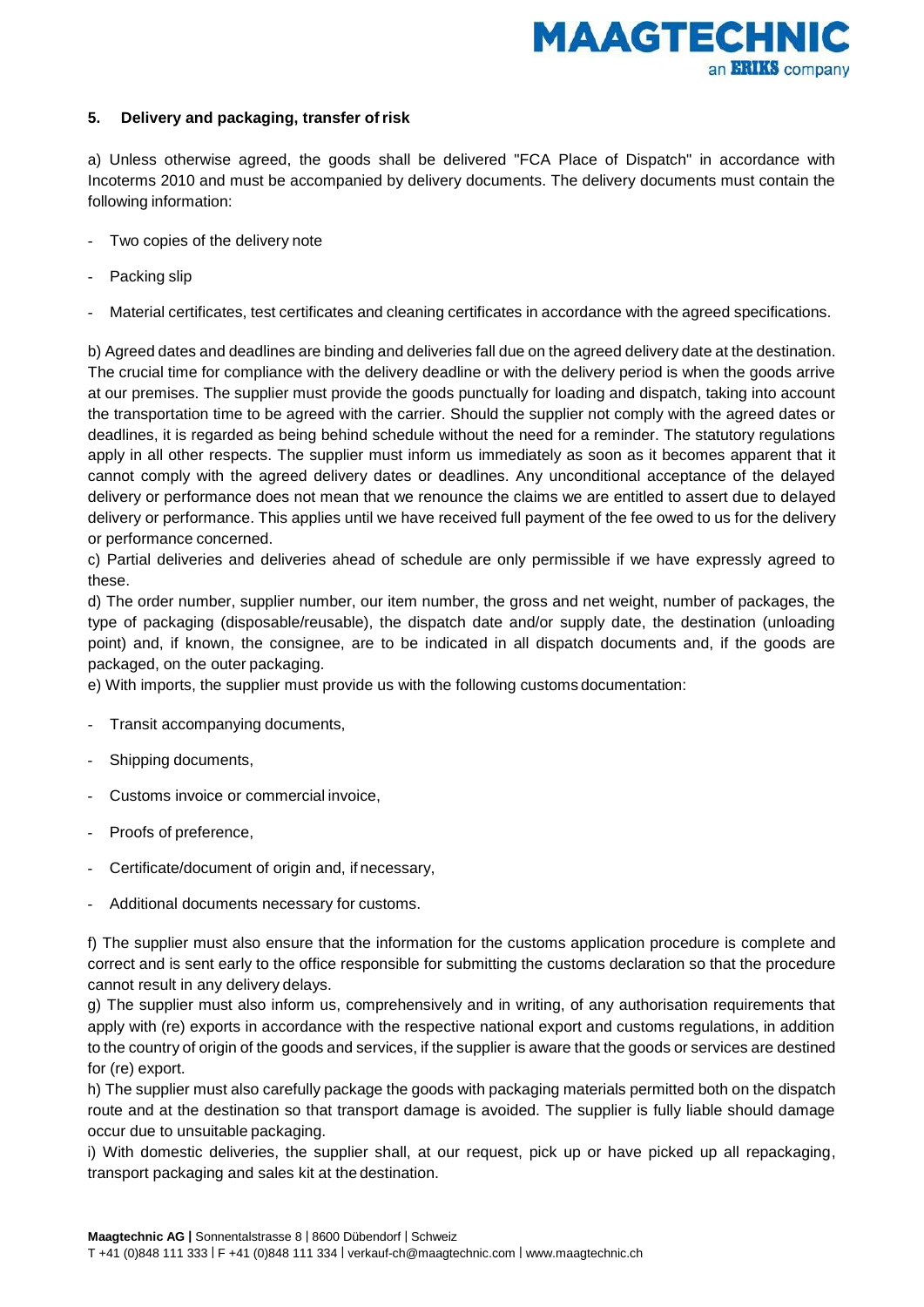## 5. Delivery and packaging, transfer of risk

a) Unless otherwise agreed, the goods shall be delivered "FCA Place of Dispatch" in accordance with Incoterms 2010 and must be accompanied by delivery documents. The delivery documents must contain the following information:

- Two copies of the delivery note
- Packing slip
- Material certificates, test certificates and cleaning certificates in accordance with the agreed specifications.

b) Agreed dates and deadlines are binding and deliveries fall due on the agreed delivery date at the destination. The crucial time for compliance with the delivery deadline or with the delivery period is when the goods arrive at our premises. The supplier must provide the goods punctually for loading and dispatch, taking into account the transportation time to be agreed with the carrier. Should the supplier not comply with the agreed dates or deadlines, it is regarded as being behind schedule without the need for a reminder. The statutory regulations apply in all other respects. The supplier must inform us immediately as soon as it becomes apparent that it cannot comply with the agreed delivery dates or deadlines. Any unconditional acceptance of the delayed delivery or performance does not mean that we renounce the claims we are entitled to assert due to delayed delivery or performance. This applies until we have received full payment of the fee owed to us for the delivery or performance concerned.

c) Partial deliveries and deliveries ahead of schedule are only permissible if we have expressly agreed to these.

d) The order number, supplier number, our item number, the gross and net weight, number of packages, the type of packaging (disposable/reusable), the dispatch date and/or supply date, the destination (unloading point) and, if known, the consignee, are to be indicated in all dispatch documents and, if the goods are packaged, on the outer packaging.

e) With imports, the supplier must provide us with the following customs documentation:

- Transit accompanying documents,
- Shipping documents,
- Customs invoice or commercial invoice,
- Proofs of preference,
- Certificate/document of origin and, if necessary,
- Additional documents necessary for customs.

f) The supplier must also ensure that the information for the customs application procedure is complete and correct and is sent early to the office responsible for submitting the customs declaration so that the procedure cannot result in any delivery delays.

g) The supplier must also inform us, comprehensively and in writing, of any authorisation requirements that apply with (re) exports in accordance with the respective national export and customs regulations, in addition to the country of origin of the goods and services, if the supplier is aware that the goods or services are destined for (re) export.

h) The supplier must also carefully package the goods with packaging materials permitted both on the dispatch route and at the destination so that transport damage is avoided. The supplier is fully liable should damage occur due to unsuitable packaging.

i) With domestic deliveries, the supplier shall, at our request, pick up or have picked up all repackaging, transport packaging and sales kit at the destination.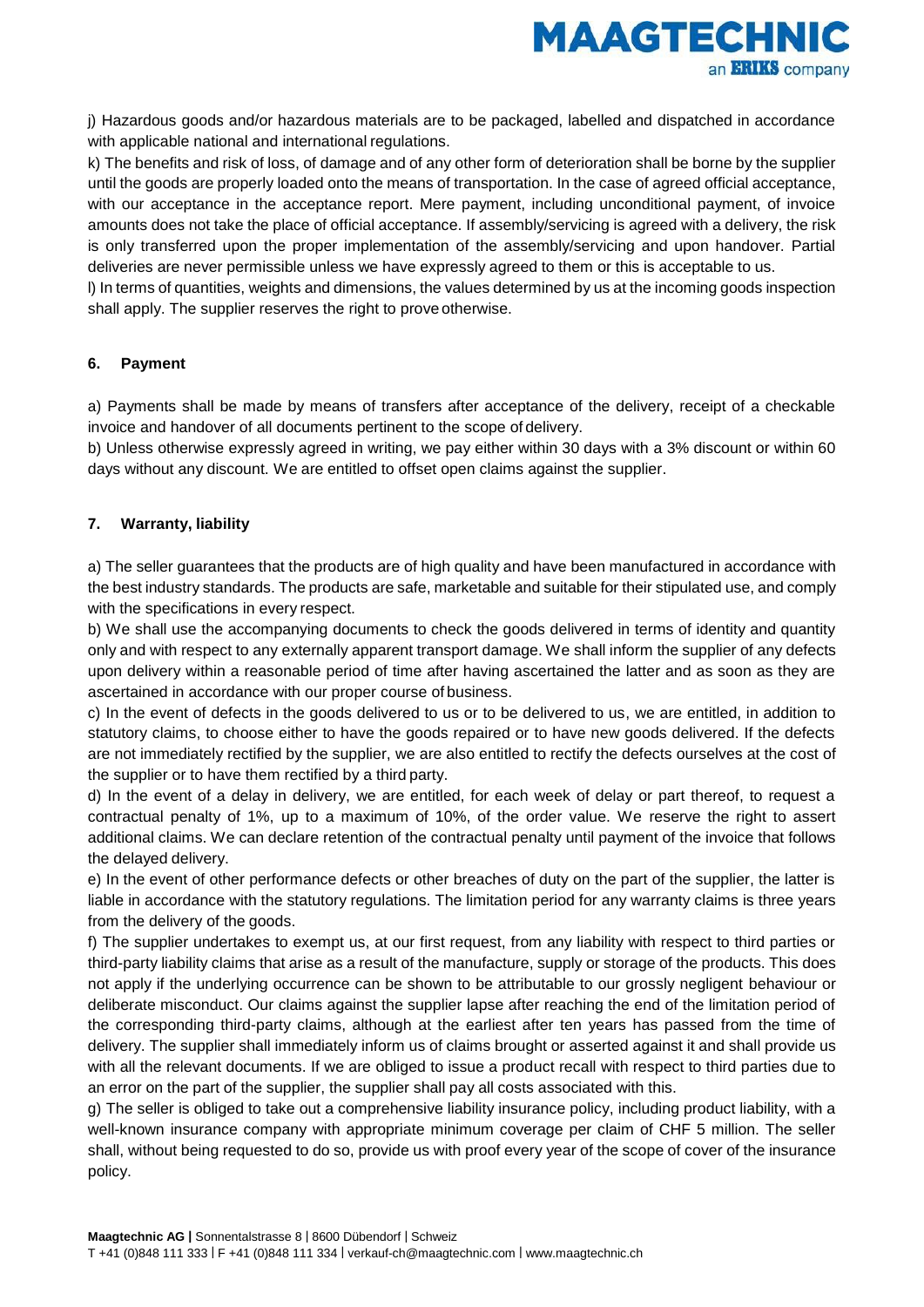j) Hazardous goods and/or hazardous materials are to be packaged, labelled and dispatched in accordance with applicable national and international regulations.

k) The benefits and risk of loss, of damage and of any other form of deterioration shall be borne by the supplier until the goods are properly loaded onto the means of transportation. In the case of agreed official acceptance, with our acceptance in the acceptance report. Mere payment, including unconditional payment, of invoice amounts does not take the place of official acceptance. If assembly/servicing is agreed with a delivery, the risk is only transferred upon the proper implementation of the assembly/servicing and upon handover. Partial deliveries are never permissible unless we have expressly agreed to them or this is acceptable to us.

l) In terms of quantities, weights and dimensions, the values determined by us at the incoming goods inspection shall apply. The supplier reserves the right to prove otherwise.

## 6. Payment

a) Payments shall be made by means of transfers after acceptance of the delivery, receipt of a checkable invoice and handover of all documents pertinent to the scope of delivery.

b) Unless otherwise expressly agreed in writing, we pay either within 30 days with a 3% discount or within 60 days without any discount. We are entitled to offset open claims against the supplier.

## 7. Warranty, liability

a) The seller guarantees that the products are of high quality and have been manufactured in accordance with the best industry standards. The products are safe, marketable and suitable for their stipulated use, and comply with the specifications in every respect.

b) We shall use the accompanying documents to check the goods delivered in terms of identity and quantity only and with respect to any externally apparent transport damage. We shall inform the supplier of any defects upon delivery within a reasonable period of time after having ascertained the latter and as soon as they are ascertained in accordance with our proper course of business.

c) In the event of defects in the goods delivered to us or to be delivered to us, we are entitled, in addition to statutory claims, to choose either to have the goods repaired or to have new goods delivered. If the defects are not immediately rectified by the supplier, we are also entitled to rectify the defects ourselves at the cost of the supplier or to have them rectified by a third party.

d) In the event of a delay in delivery, we are entitled, for each week of delay or part thereof, to request a contractual penalty of 1%, up to a maximum of 10%, of the order value. We reserve the right to assert additional claims. We can declare retention of the contractual penalty until payment of the invoice that follows the delayed delivery.

e) In the event of other performance defects or other breaches of duty on the part of the supplier, the latter is liable in accordance with the statutory regulations. The limitation period for any warranty claims is three years from the delivery of the goods.

f) The supplier undertakes to exempt us, at our first request, from any liability with respect to third parties or third-party liability claims that arise as a result of the manufacture, supply or storage of the products. This does not apply if the underlying occurrence can be shown to be attributable to our grossly negligent behaviour or deliberate misconduct. Our claims against the supplier lapse after reaching the end of the limitation period of the corresponding third-party claims, although at the earliest after ten years has passed from the time of delivery. The supplier shall immediately inform us of claims brought or asserted against it and shall provide us with all the relevant documents. If we are obliged to issue a product recall with respect to third parties due to an error on the part of the supplier, the supplier shall pay all costs associated with this.

g) The seller is obliged to take out a comprehensive liability insurance policy, including product liability, with a well-known insurance company with appropriate minimum coverage per claim of CHF 5 million. The seller shall, without being requested to do so, provide us with proof every year of the scope of cover of the insurance policy.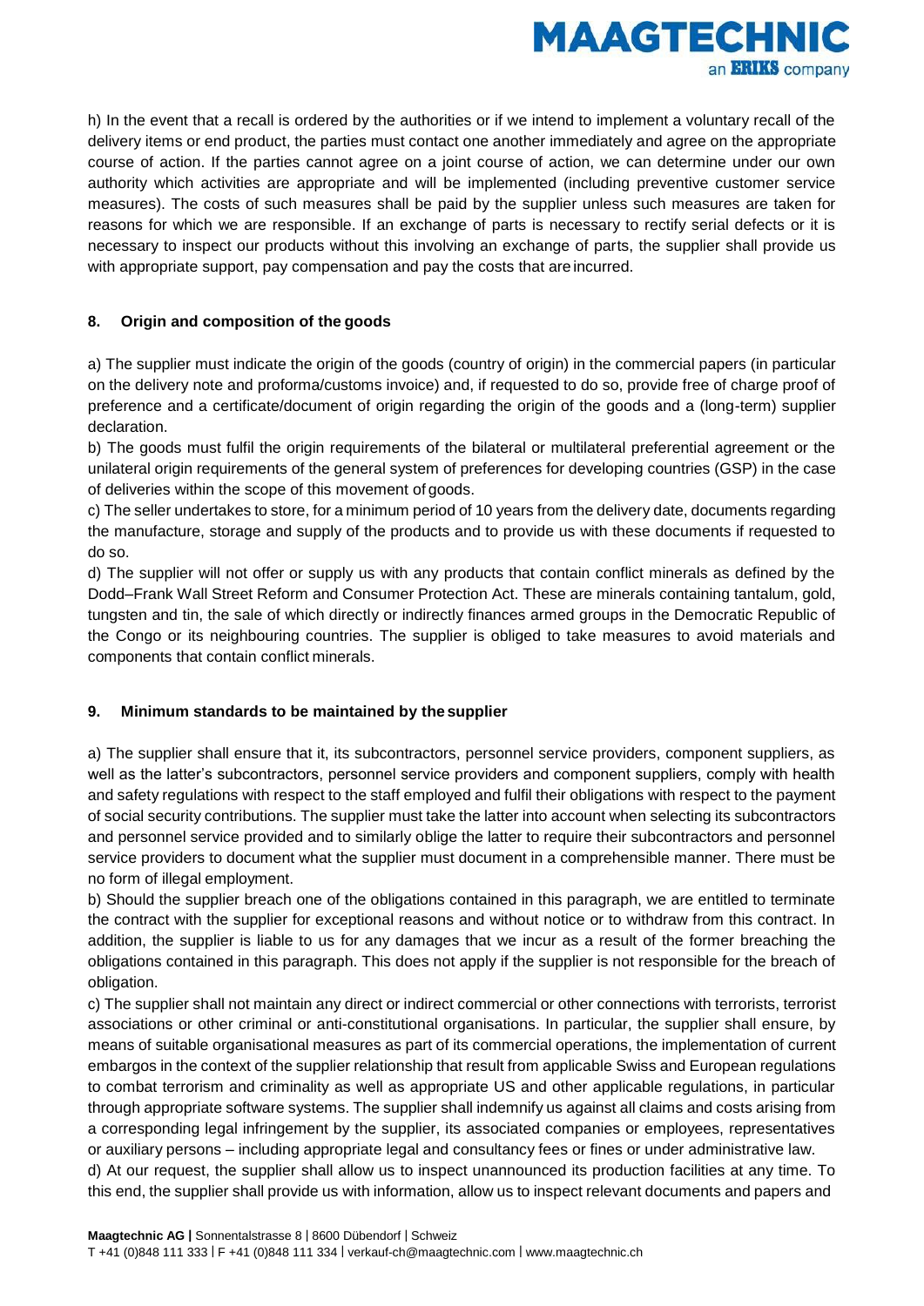h) In the event that a recall is ordered by the authorities or if we intend to implement a voluntary recall of the delivery items or end product, the parties must contact one another immediately and agree on the appropriate course of action. If the parties cannot agree on a joint course of action, we can determine under our own authority which activities are appropriate and will be implemented (including preventive customer service measures). The costs of such measures shall be paid by the supplier unless such measures are taken for reasons for which we are responsible. If an exchange of parts is necessary to rectify serial defects or it is necessary to inspect our products without this involving an exchange of parts, the supplier shall provide us with appropriate support, pay compensation and pay the costs that are incurred.

## 8. Origin and composition of the goods

a) The supplier must indicate the origin of the goods (country of origin) in the commercial papers (in particular on the delivery note and proforma/customs invoice) and, if requested to do so, provide free of charge proof of preference and a certificate/document of origin regarding the origin of the goods and a (long-term) supplier declaration.

b) The goods must fulfil the origin requirements of the bilateral or multilateral preferential agreement or the unilateral origin requirements of the general system of preferences for developing countries (GSP) in the case of deliveries within the scope of this movement of goods.

c) The seller undertakes to store, for a minimum period of 10 years from the delivery date, documents regarding the manufacture, storage and supply of the products and to provide us with these documents if requested to do so.

d) The supplier will not offer or supply us with any products that contain conflict minerals as defined by the Dodd–Frank Wall Street Reform and Consumer Protection Act. These are minerals containing tantalum, gold, tungsten and tin, the sale of which directly or indirectly finances armed groups in the Democratic Republic of the Congo or its neighbouring countries. The supplier is obliged to take measures to avoid materials and components that contain conflict minerals.

## 9. Minimum standards to be maintained by the supplier

a) The supplier shall ensure that it, its subcontractors, personnel service providers, component suppliers, as well as the latter's subcontractors, personnel service providers and component suppliers, comply with health and safety regulations with respect to the staff employed and fulfil their obligations with respect to the payment of social security contributions. The supplier must take the latter into account when selecting its subcontractors and personnel service provided and to similarly oblige the latter to require their subcontractors and personnel service providers to document what the supplier must document in a comprehensible manner. There must be no form of illegal employment.

b) Should the supplier breach one of the obligations contained in this paragraph, we are entitled to terminate the contract with the supplier for exceptional reasons and without notice or to withdraw from this contract. In addition, the supplier is liable to us for any damages that we incur as a result of the former breaching the obligations contained in this paragraph. This does not apply if the supplier is not responsible for the breach of obligation.

c) The supplier shall not maintain any direct or indirect commercial or other connections with terrorists, terrorist associations or other criminal or anti-constitutional organisations. In particular, the supplier shall ensure, by means of suitable organisational measures as part of its commercial operations, the implementation of current embargos in the context of the supplier relationship that result from applicable Swiss and European regulations to combat terrorism and criminality as well as appropriate US and other applicable regulations, in particular through appropriate software systems. The supplier shall indemnify us against all claims and costs arising from a corresponding legal infringement by the supplier, its associated companies or employees, representatives or auxiliary persons – including appropriate legal and consultancy fees or fines or under administrative law.

d) At our request, the supplier shall allow us to inspect unannounced its production facilities at any time. To this end, the supplier shall provide us with information, allow us to inspect relevant documents and papers and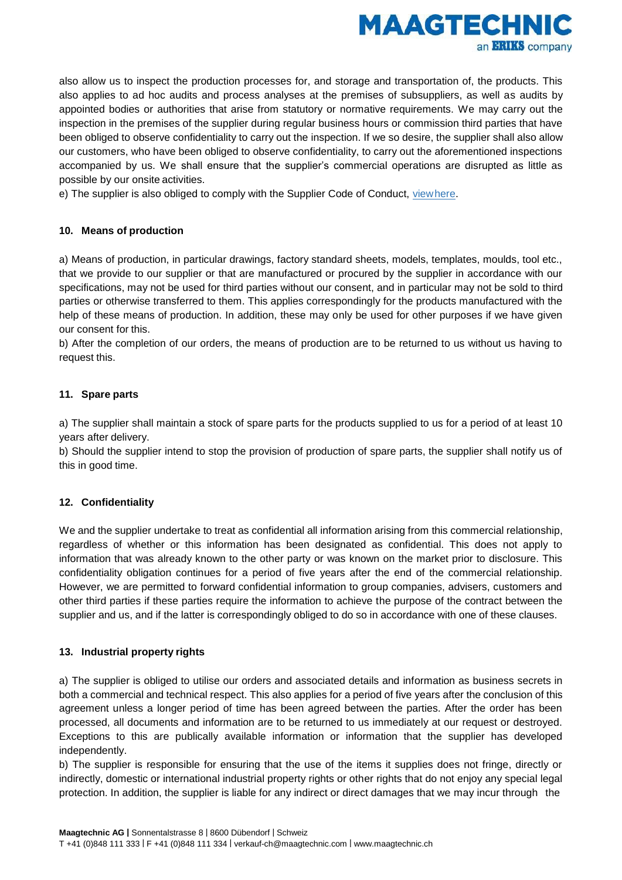also allow us to inspect the production processes for, and storage and transportation of, the products. This also applies to ad hoc audits and process analyses at the premises of subsuppliers, as well as audits by appointed bodies or authorities that arise from statutory or normative requirements. We may carry out the inspection in the premises of the supplier during regular business hours or commission third parties that have been obliged to observe confidentiality to carry out the inspection. If we so desire, the supplier shall also allow our customers, who have been obliged to observe confidentiality, to carry out the aforementioned inspections accompanied by us. We shall ensure that the supplier's commercial operations are disrupted as little as possible by our onsite activities.

e) The supplier is also obliged to comply with the Supplier Code of Conduct, view here.

## 10. Means of production

a) Means of production, in particular drawings, factory standard sheets, models, templates, moulds, tool etc., that we provide to our supplier or that are manufactured or procured by the supplier in accordance with our specifications, may not be used for third parties without our consent, and in particular may not be sold to third parties or otherwise transferred to them. This applies correspondingly for the products manufactured with the help of these means of production. In addition, these may only be used for other purposes if we have given our consent for this.

b) After the completion of our orders, the means of production are to be returned to us without us having to request this.

## 11. Spare parts

a) The supplier shall maintain a stock of spare parts for the products supplied to us for a period of at least 10 years after delivery.

b) Should the supplier intend to stop the provision of production of spare parts, the supplier shall notify us of this in good time.

## 12. Confidentiality

We and the supplier undertake to treat as confidential all information arising from this commercial relationship, regardless of whether or this information has been designated as confidential. This does not apply to information that was already known to the other party or was known on the market prior to disclosure. This confidentiality obligation continues for a period of five years after the end of the commercial relationship. However, we are permitted to forward confidential information to group companies, advisers, customers and other third parties if these parties require the information to achieve the purpose of the contract between the supplier and us, and if the latter is correspondingly obliged to do so in accordance with one of these clauses.

## 13. Industrial property rights

a) The supplier is obliged to utilise our orders and associated details and information as business secrets in both a commercial and technical respect. This also applies for a period of five years after the conclusion of this agreement unless a longer period of time has been agreed between the parties. After the order has been processed, all documents and information are to be returned to us immediately at our request or destroyed. Exceptions to this are publically available information or information that the supplier has developed independently.

b) The supplier is responsible for ensuring that the use of the items it supplies does not fringe, directly or indirectly, domestic or international industrial property rights or other rights that do not enjoy any special legal protection. In addition, the supplier is liable for any indirect or direct damages that we may incur through the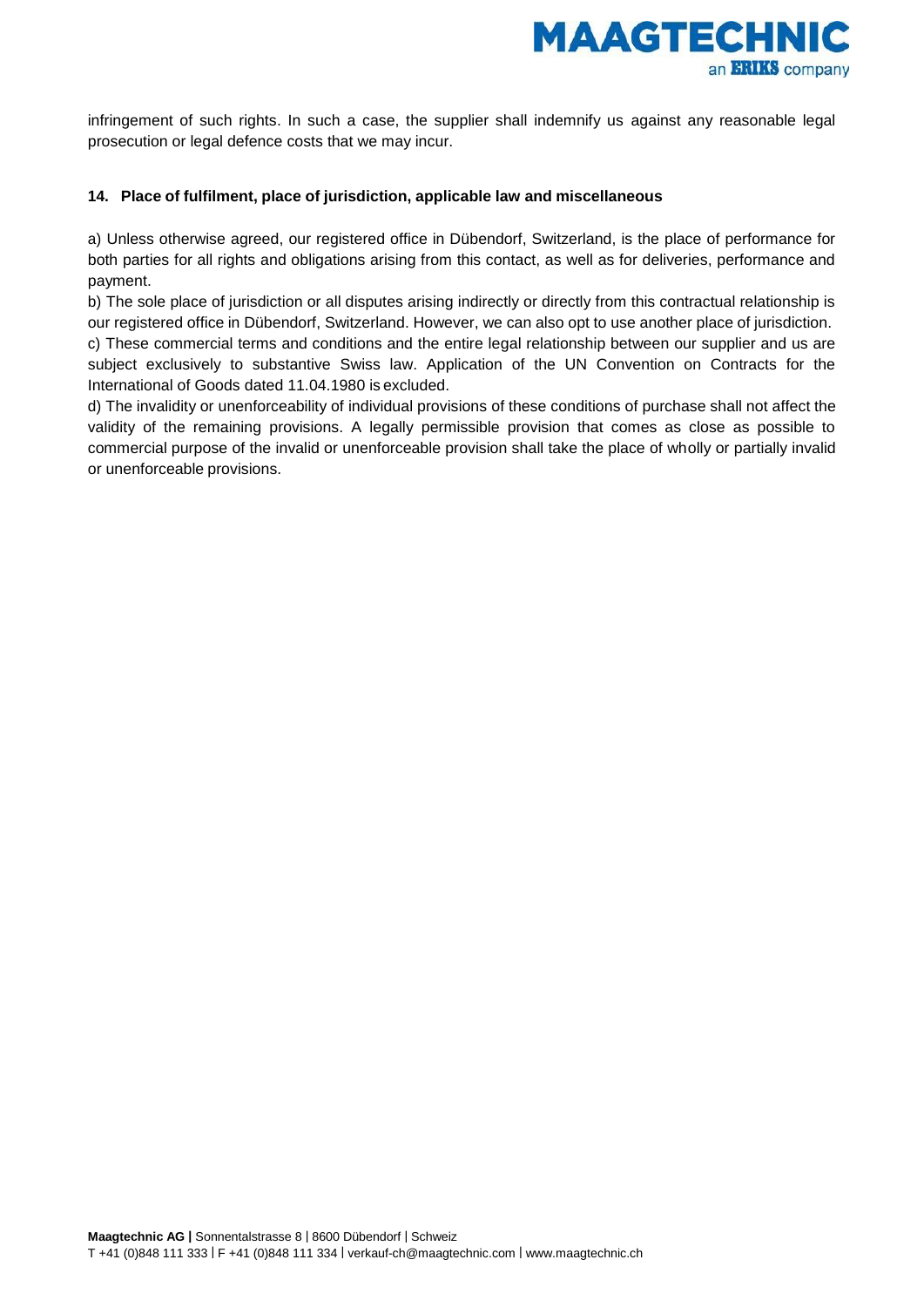infringement of such rights. In such a case, the supplier shall indemnify us against any reasonable legal prosecution or legal defence costs that we may incur.

## 14. Place of fulfilment, place of jurisdiction, applicable law and miscellaneous

a) Unless otherwise agreed, our registered office in Dübendorf, Switzerland, is the place of performance for both parties for all rights and obligations arising from this contact, as well as for deliveries, performance and payment.

b) The sole place of jurisdiction or all disputes arising indirectly or directly from this contractual relationship is our registered office in Dübendorf, Switzerland. However, we can also opt to use another place of jurisdiction.

c) These commercial terms and conditions and the entire legal relationship between our supplier and us are subject exclusively to substantive Swiss law. Application of the UN Convention on Contracts for the International of Goods dated 11.04.1980 is excluded.

d) The invalidity or unenforceability of individual provisions of these conditions of purchase shall not affect the validity of the remaining provisions. A legally permissible provision that comes as close as possible to commercial purpose of the invalid or unenforceable provision shall take the place of wholly or partially invalid or unenforceable provisions.